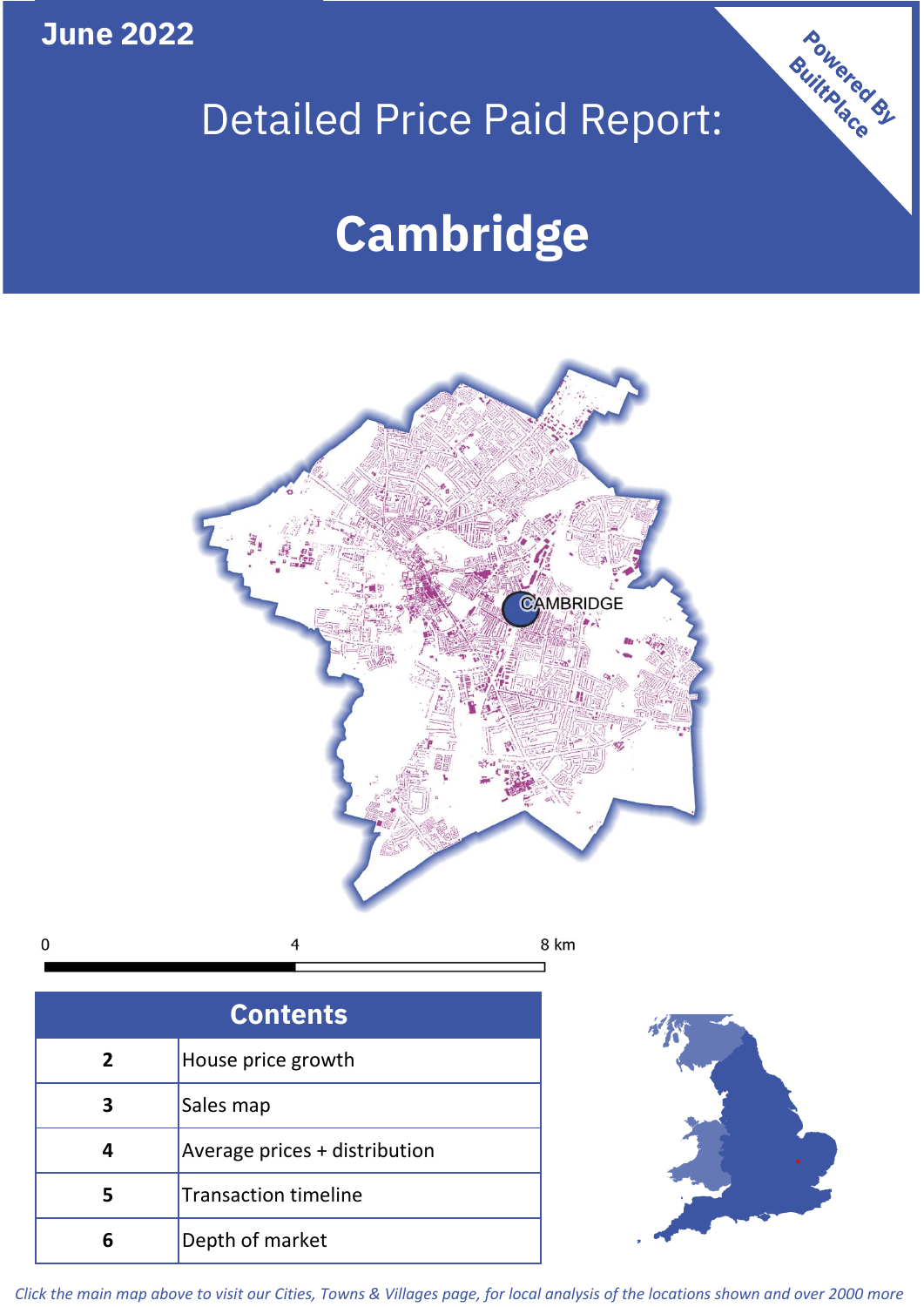**June 2022**

Detailed Price Paid Report:

# Cambridge

Powered By BuiltPlace

| Contents | |
|---|---|
| 2 | House price growth |
| 3 | Sales map |
| 4 | Average prices + distribution |
| 5 | Transaction timeline |
| 6 | Depth of market |

*Click the main map above to visit our Cities, Towns & Villages page, for local analysis of the locations shown and over 2000 more*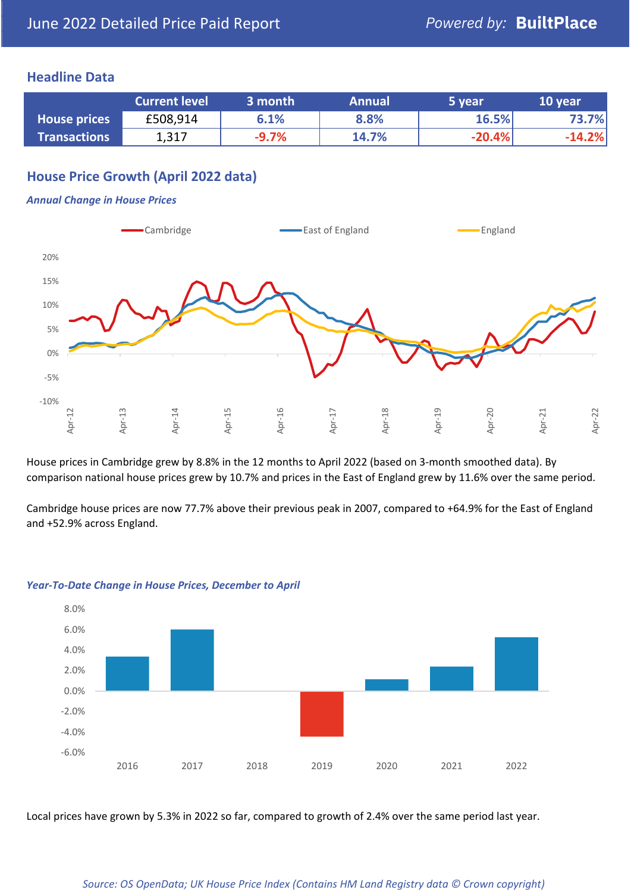# June 2022 Detailed Price Paid Report

*Powered by:* **BuiltPlace**

## Headline Data

| | Current level | 3 month | Annual | 5 year | 10 year |
|---|---|---|---|---|---|
| **House prices** | £508,914 | 6.1% | 8.8% | 16.5% | 73.7% |
| **Transactions** | 1,317 | -9.7% | 14.7% | -20.4% | -14.2% |

## House Price Growth (April 2022 data)

***Annual Change in House Prices***

House prices in Cambridge grew by 8.8% in the 12 months to April 2022 (based on 3-month smoothed data). By comparison national house prices grew by 10.7% and prices in the East of England grew by 11.6% over the same period.

Cambridge house prices are now 77.7% above their previous peak in 2007, compared to +64.9% for the East of England and +52.9% across England.

***Year-To-Date Change in House Prices, December to April***

Local prices have grown by 5.3% in 2022 so far, compared to growth of 2.4% over the same period last year.

*Source: OS OpenData; UK House Price Index (Contains HM Land Registry data © Crown copyright)*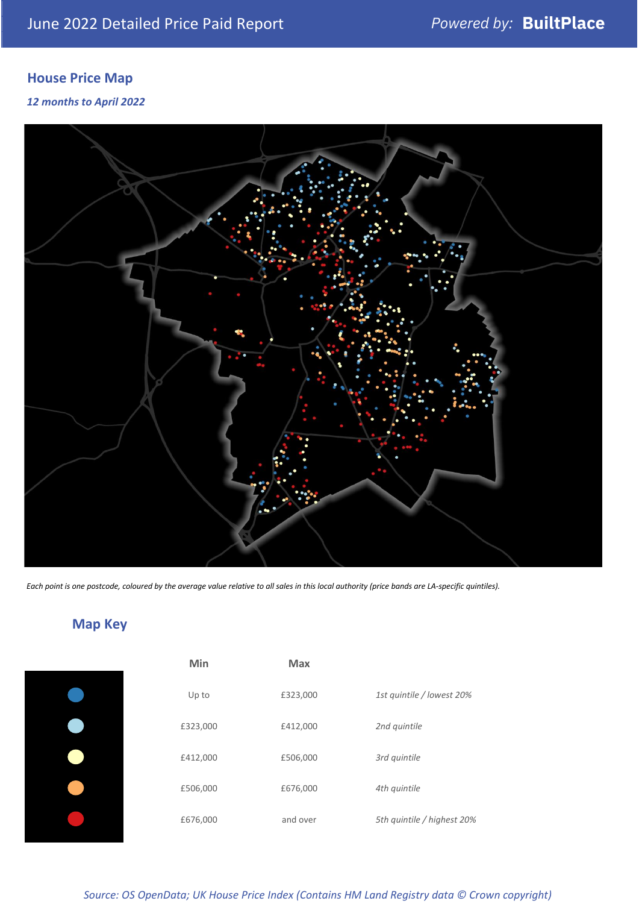June 2022 Detailed Price Paid Report — *Powered by:* **BuiltPlace**

## House Price Map

*12 months to April 2022*

*Each point is one postcode, coloured by the average value relative to all sales in this local authority (price bands are LA-specific quintiles).*

## Map Key

| | Min | Max | |
|---|---|---|---|
| | Up to | £323,000 | *1st quintile / lowest 20%* |
| | £323,000 | £412,000 | *2nd quintile* |
| | £412,000 | £506,000 | *3rd quintile* |
| | £506,000 | £676,000 | *4th quintile* |
| | £676,000 | and over | *5th quintile / highest 20%* |

*Source: OS OpenData; UK House Price Index (Contains HM Land Registry data © Crown copyright)*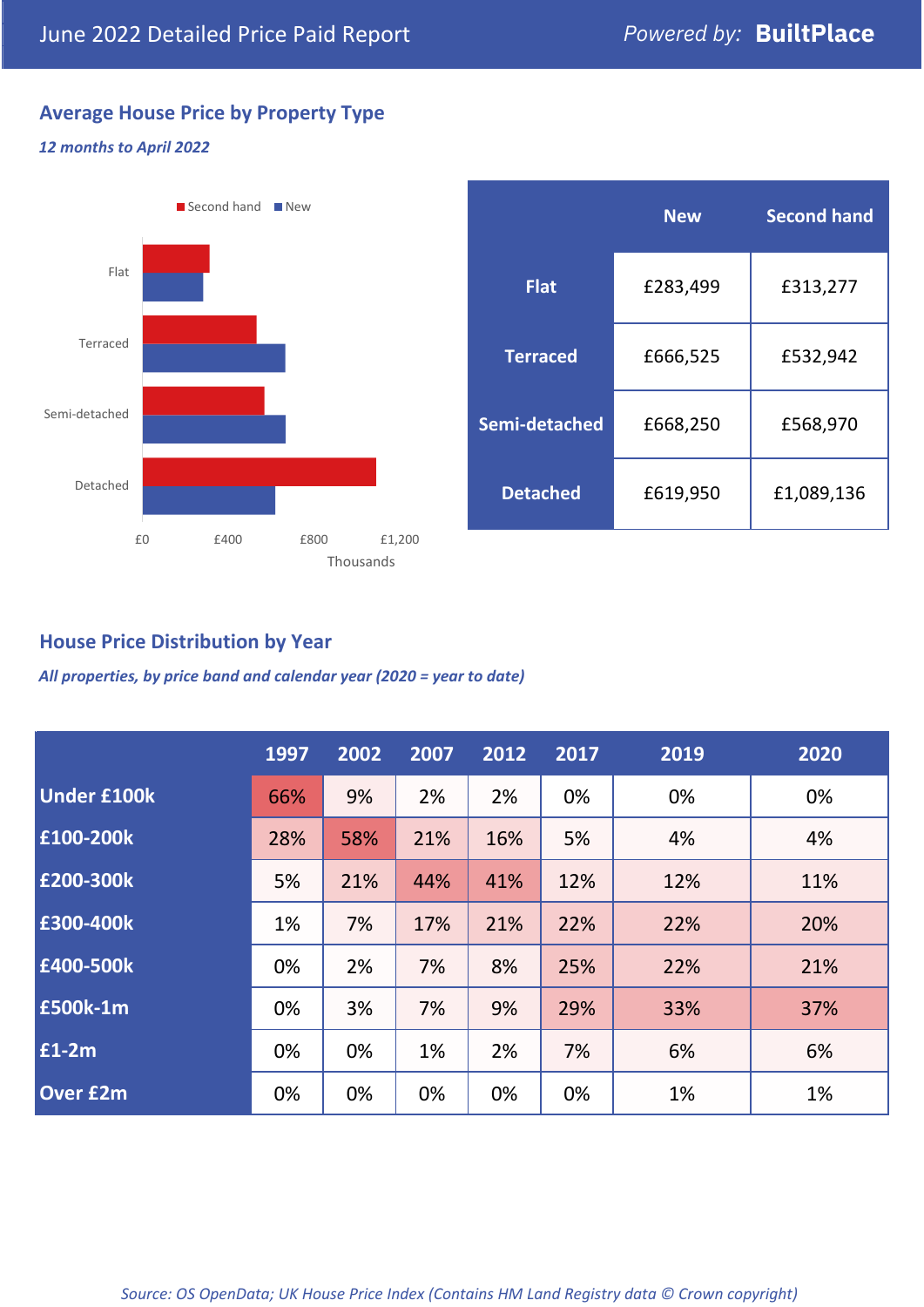June 2022 Detailed Price Paid Report

Powered by: **BuiltPlace**

## Average House Price by Property Type

*12 months to April 2022*

|  | New | Second hand |
|---|---|---|
| **Flat** | £283,499 | £313,277 |
| **Terraced** | £666,525 | £532,942 |
| **Semi-detached** | £668,250 | £568,970 |
| **Detached** | £619,950 | £1,089,136 |

## House Price Distribution by Year

*All properties, by price band and calendar year (2020 = year to date)*

|  | 1997 | 2002 | 2007 | 2012 | 2017 | 2019 | 2020 |
|---|---|---|---|---|---|---|---|
| **Under £100k** | 66% | 9% | 2% | 2% | 0% | 0% | 0% |
| **£100-200k** | 28% | 58% | 21% | 16% | 5% | 4% | 4% |
| **£200-300k** | 5% | 21% | 44% | 41% | 12% | 12% | 11% |
| **£300-400k** | 1% | 7% | 17% | 21% | 22% | 22% | 20% |
| **£400-500k** | 0% | 2% | 7% | 8% | 25% | 22% | 21% |
| **£500k-1m** | 0% | 3% | 7% | 9% | 29% | 33% | 37% |
| **£1-2m** | 0% | 0% | 1% | 2% | 7% | 6% | 6% |
| **Over £2m** | 0% | 0% | 0% | 0% | 0% | 1% | 1% |

*Source: OS OpenData; UK House Price Index (Contains HM Land Registry data © Crown copyright)*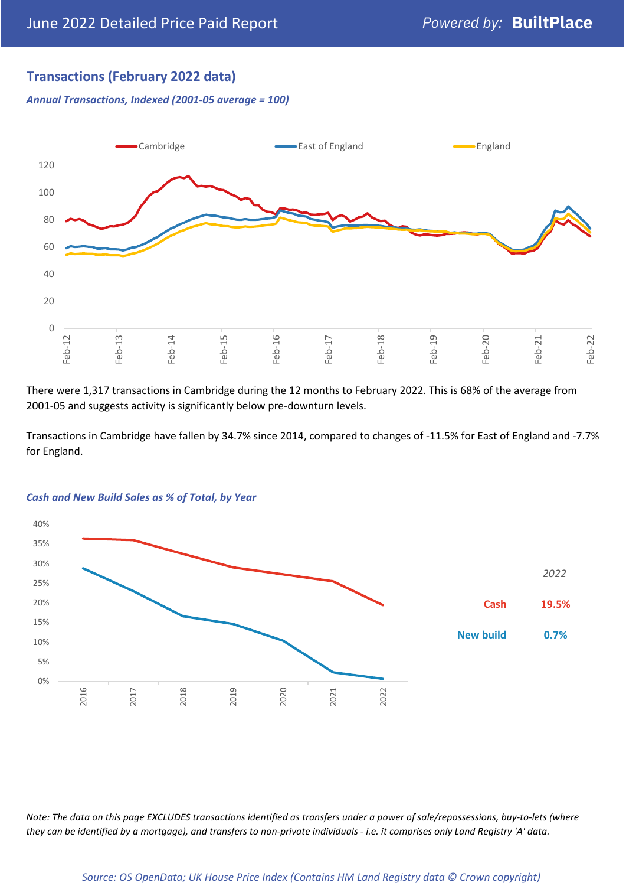## Transactions (February 2022 data)

*Annual Transactions, Indexed (2001-05 average = 100)*

There were 1,317 transactions in Cambridge during the 12 months to February 2022. This is 68% of the average from 2001-05 and suggests activity is significantly below pre-downturn levels.

Transactions in Cambridge have fallen by 34.7% since 2014, compared to changes of -11.5% for East of England and -7.7% for England.

*Cash and New Build Sales as % of Total, by Year*

| 2022 | |
|---|---|
| Cash | 19.5% |
| New build | 0.7% |

*Note: The data on this page EXCLUDES transactions identified as transfers under a power of sale/repossessions, buy-to-lets (where they can be identified by a mortgage), and transfers to non-private individuals - i.e. it comprises only Land Registry 'A' data.*

*Source: OS OpenData; UK House Price Index (Contains HM Land Registry data © Crown copyright)*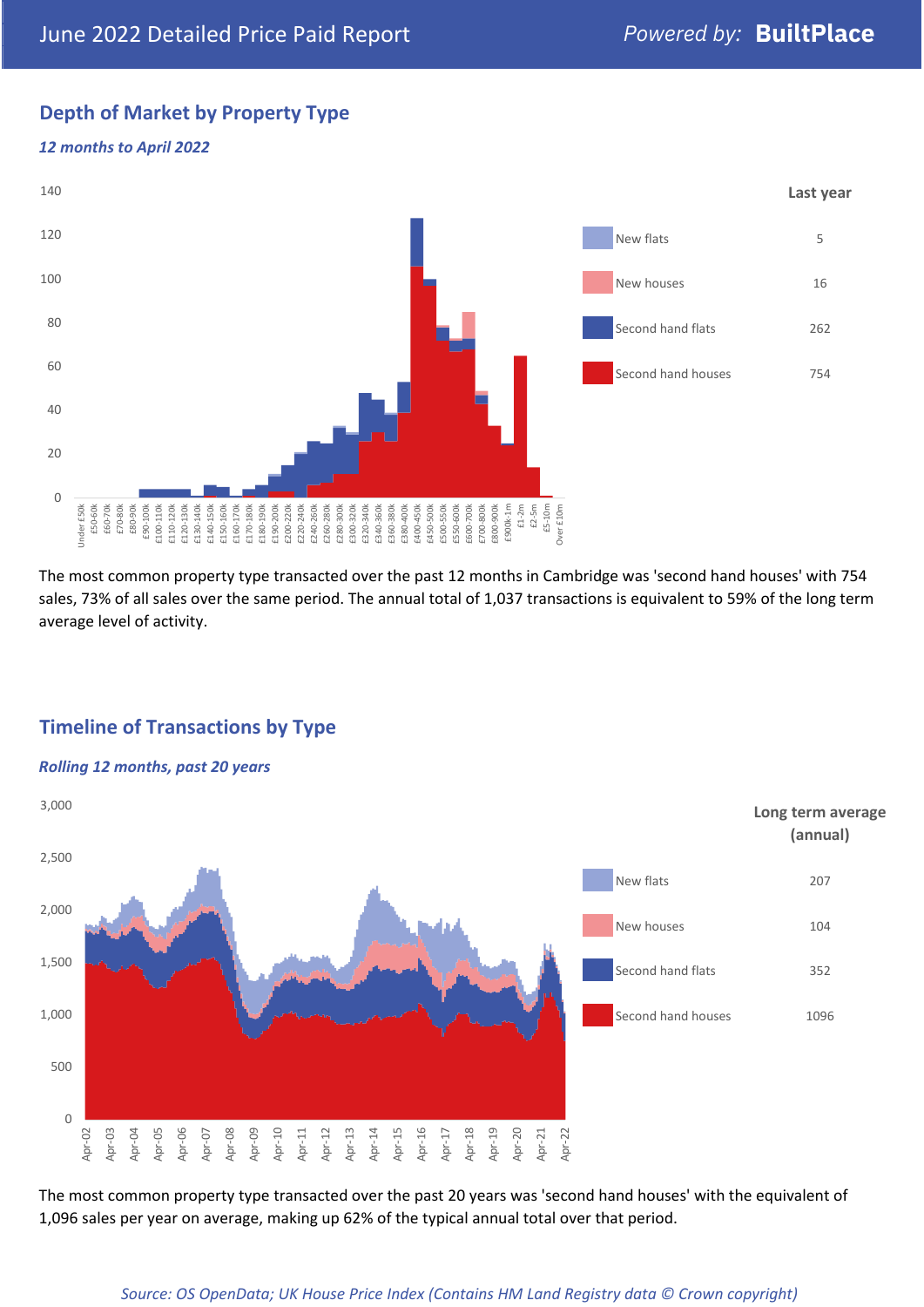June 2022 Detailed Price Paid Report

Powered by: **BuiltPlace**

## Depth of Market by Property Type

*12 months to April 2022*

140
120
100
80
60
40
20
0

Under £50k, £50-60k, £60-70k, £70-80k, £80-90k, £90-100k, £100-110k, £110-120k, £120-130k, £130-140k, £140-150k, £150-160k, £160-170k, £170-180k, £180-190k, £190-200k, £200-220k, £220-240k, £240-260k, £260-280k, £280-300k, £300-320k, £320-340k, £340-360k, £360-380k, £380-400k, £400-450k, £450-500k, £500-550k, £550-600k, £600-700k, £700-800k, £800-900k, £900k-1m, £1-2m, £2-5m, £5-10m, Over £10m

Last year

New flats 5

New houses 16

Second hand flats 262

Second hand houses 754

The most common property type transacted over the past 12 months in Cambridge was 'second hand houses' with 754 sales, 73% of all sales over the same period. The annual total of 1,037 transactions is equivalent to 59% of the long term average level of activity.

## Timeline of Transactions by Type

*Rolling 12 months, past 20 years*

3,000
2,500
2,000
1,500
1,000
500
0

Apr-02, Apr-03, Apr-04, Apr-05, Apr-06, Apr-07, Apr-08, Apr-09, Apr-10, Apr-11, Apr-12, Apr-13, Apr-14, Apr-15, Apr-16, Apr-17, Apr-18, Apr-19, Apr-20, Apr-21, Apr-22

Long term average (annual)

New flats 207

New houses 104

Second hand flats 352

Second hand houses 1096

The most common property type transacted over the past 20 years was 'second hand houses' with the equivalent of 1,096 sales per year on average, making up 62% of the typical annual total over that period.

*Source: OS OpenData; UK House Price Index (Contains HM Land Registry data © Crown copyright)*